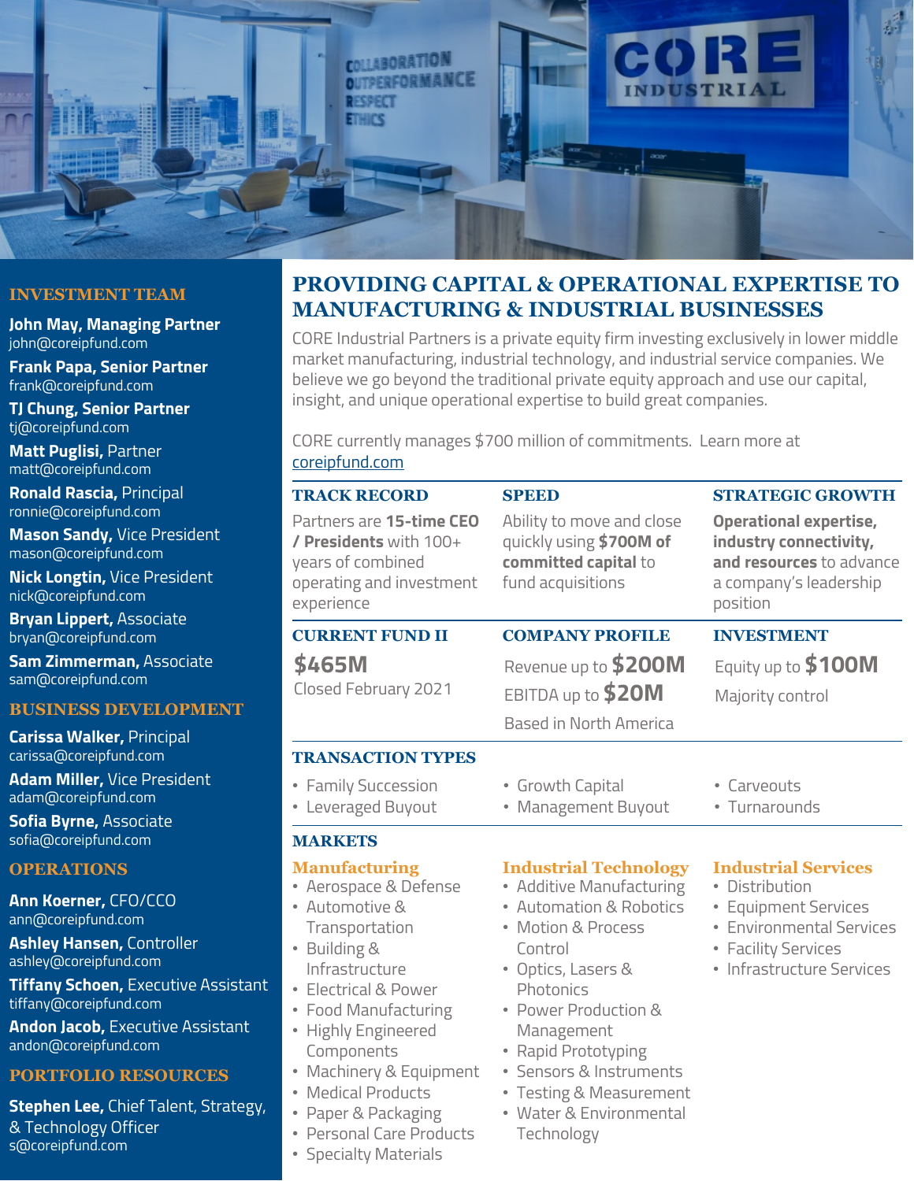# PROVIDING CAPITAL & OPERATIONAL EXPERTISE TO MANUFACTURING & INDUSTRIAL BUSINESSES

CORE Industrial Partners is a private equity firm investing exclusively in lower middle market manufacturing, industrial technology, and industrial service companies. We believe we go beyond the traditional private equity approach and use our capital, insight, and unique operational expertise to build great companies.

CORE currently manages $700 million of commitments. Learn more at coreipfund.com

### TRACK RECORD

Partners are **15-time CEO / Presidents** with 100+ years of combined operating and investment experience

### SPEED

Ability to move and close quickly using **$700M of committed capital** to fund acquisitions

### STRATEGIC GROWTH

**Operational expertise, industry connectivity, and resources** to advance a company's leadership position

### CURRENT FUND II

**$465M**

Closed February 2021

### COMPANY PROFILE

Revenue up to **$200M**

EBITDA up to **$20M**

Based in North America

### INVESTMENT

Equity up to **$100M**

Majority control

### TRANSACTION TYPES

- Family Succession
- Leveraged Buyout
- Growth Capital
- Management Buyout
- Carveouts
- Turnarounds

### MARKETS

**Manufacturing**

- Aerospace & Defense
- Automotive & Transportation
- Building & Infrastructure
- Electrical & Power
- Food Manufacturing
- Highly Engineered Components
- Machinery & Equipment
- Medical Products
- Paper & Packaging
- Personal Care Products
- Specialty Materials

**Industrial Technology**

- Additive Manufacturing
- Automation & Robotics
- Motion & Process Control
- Optics, Lasers & Photonics
- Power Production & Management
- Rapid Prototyping
- Sensors & Instruments
- Testing & Measurement
- Water & Environmental Technology

**Industrial Services**

- Distribution
- Equipment Services
- Environmental Services
- Facility Services
- Infrastructure Services

## INVESTMENT TEAM

**John May, Managing Partner**
john@coreipfund.com

**Frank Papa, Senior Partner**
frank@coreipfund.com

**TJ Chung, Senior Partner**
tj@coreipfund.com

**Matt Puglisi,** Partner
matt@coreipfund.com

**Ronald Rascia,** Principal
ronnie@coreipfund.com

**Mason Sandy,** Vice President
mason@coreipfund.com

**Nick Longtin,** Vice President
nick@coreipfund.com

**Bryan Lippert,** Associate
bryan@coreipfund.com

**Sam Zimmerman,** Associate
sam@coreipfund.com

## BUSINESS DEVELOPMENT

**Carissa Walker,** Principal
carissa@coreipfund.com

**Adam Miller,** Vice President
adam@coreipfund.com

**Sofia Byrne,** Associate
sofia@coreipfund.com

## OPERATIONS

**Ann Koerner,** CFO/CCO
ann@coreipfund.com

**Ashley Hansen,** Controller
ashley@coreipfund.com

**Tiffany Schoen,** Executive Assistant
tiffany@coreipfund.com

**Andon Jacob,** Executive Assistant
andon@coreipfund.com

## PORTFOLIO RESOURCES

**Stephen Lee,** Chief Talent, Strategy, & Technology Officer
s@coreipfund.com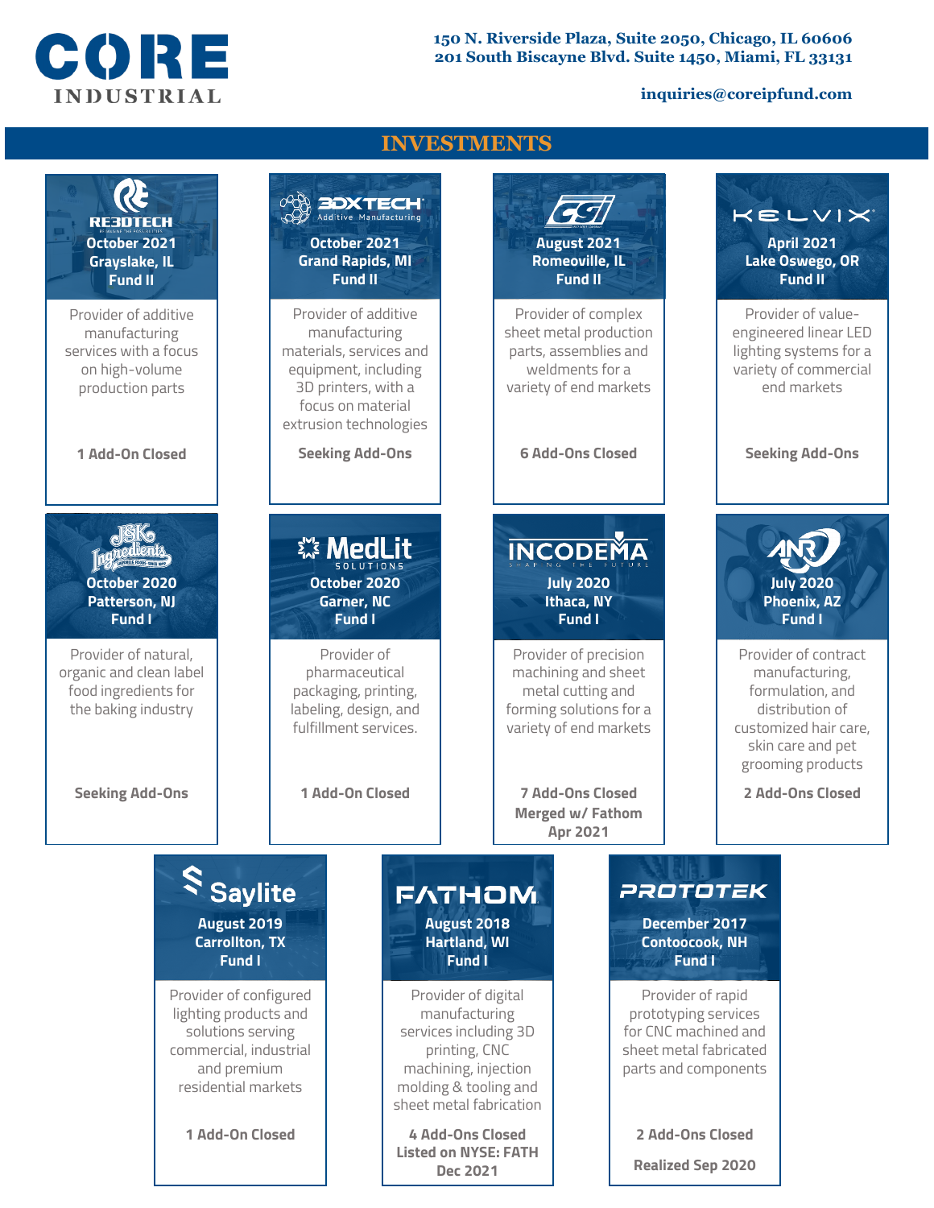# CORE INDUSTRIAL

150 N. Riverside Plaza, Suite 2050, Chicago, IL 60606
201 South Biscayne Blvd. Suite 1450, Miami, FL 33131

inquiries@coreipfund.com

## INVESTMENTS

### RE3DTECH
**October 2021**
**Grayslake, IL**
**Fund II**

Provider of additive manufacturing services with a focus on high-volume production parts

**1 Add-On Closed**

### 3DXTECH Additive Manufacturing
**October 2021**
**Grand Rapids, MI**
**Fund II**

Provider of additive manufacturing materials, services and equipment, including 3D printers, with a focus on material extrusion technologies

**Seeking Add-Ons**

### CSI
**August 2021**
**Romeoville, IL**
**Fund II**

Provider of complex sheet metal production parts, assemblies and weldments for a variety of end markets

**6 Add-Ons Closed**

### KELVIX
**April 2021**
**Lake Oswego, OR**
**Fund II**

Provider of value-engineered linear LED lighting systems for a variety of commercial end markets

**Seeking Add-Ons**

### J&K Ingredients
**October 2020**
**Patterson, NJ**
**Fund I**

Provider of natural, organic and clean label food ingredients for the baking industry

**Seeking Add-Ons**

### MedLit Solutions
**October 2020**
**Garner, NC**
**Fund I**

Provider of pharmaceutical packaging, printing, labeling, design, and fulfillment services.

**1 Add-On Closed**

### INCODEMA – Shaping the Future
**July 2020**
**Ithaca, NY**
**Fund I**

Provider of precision machining and sheet metal cutting and forming solutions for a variety of end markets

**7 Add-Ons Closed**
**Merged w/ Fathom Apr 2021**

### ANR
**July 2020**
**Phoenix, AZ**
**Fund I**

Provider of contract manufacturing, formulation, and distribution of customized hair care, skin care and pet grooming products

**2 Add-Ons Closed**

### Saylite
**August 2019**
**Carrollton, TX**
**Fund I**

Provider of configured lighting products and solutions serving commercial, industrial and premium residential markets

**1 Add-On Closed**

### FATHOM
**August 2018**
**Hartland, WI**
**Fund I**

Provider of digital manufacturing services including 3D printing, CNC machining, injection molding & tooling and sheet metal fabrication

**4 Add-Ons Closed**
**Listed on NYSE: FATH Dec 2021**

### PROTOTEK
**December 2017**
**Contoocook, NH**
**Fund I**

Provider of rapid prototyping services for CNC machined and sheet metal fabricated parts and components

**2 Add-Ons Closed**

**Realized Sep 2020**